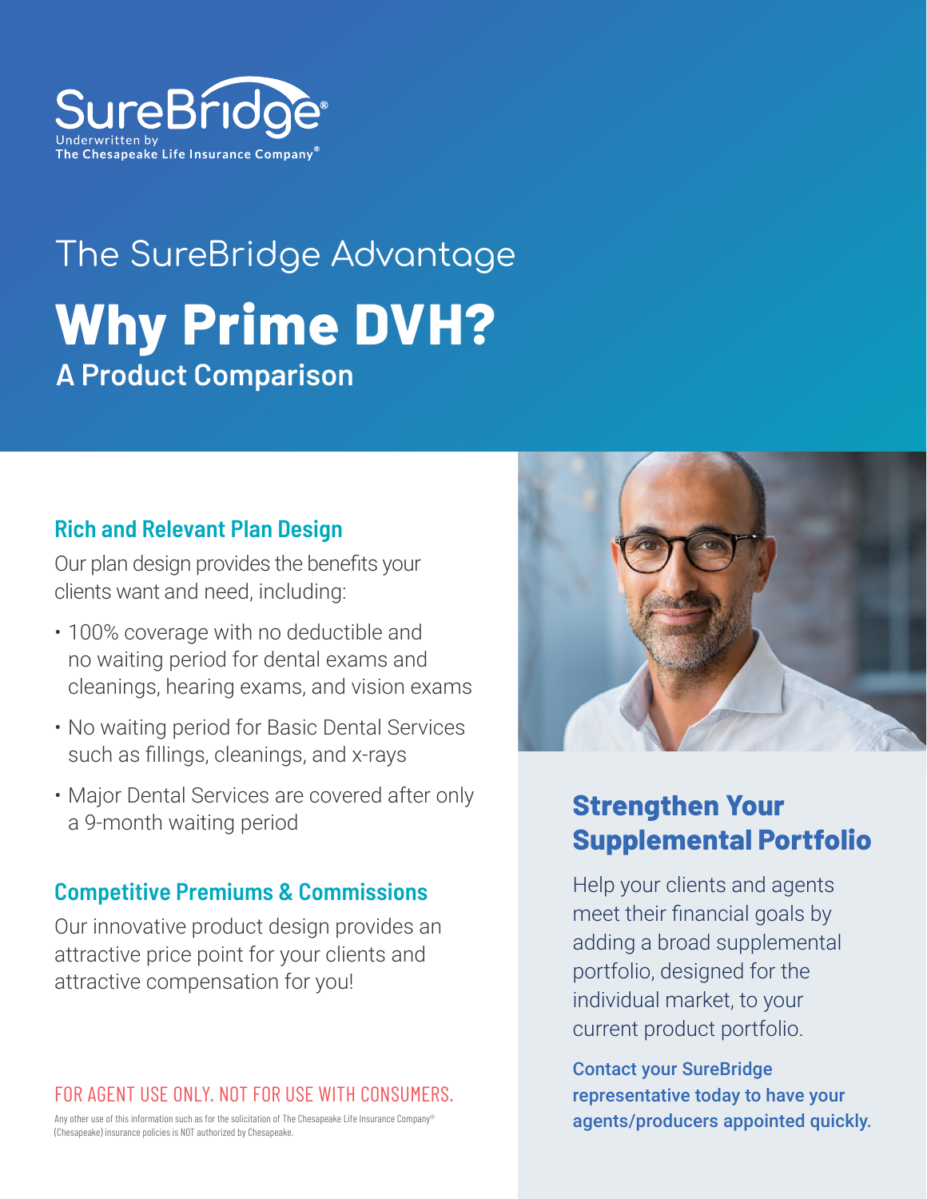SureBridge®
Underwritten by
The Chesapeake Life Insurance Company®

The SureBridge Advantage

# Why Prime DVH?

## A Product Comparison

### Rich and Relevant Plan Design

Our plan design provides the benefits your clients want and need, including:

- 100% coverage with no deductible and no waiting period for dental exams and cleanings, hearing exams, and vision exams
- No waiting period for Basic Dental Services such as fillings, cleanings, and x-rays
- Major Dental Services are covered after only a 9-month waiting period

### Competitive Premiums & Commissions

Our innovative product design provides an attractive price point for your clients and attractive compensation for you!

FOR AGENT USE ONLY. NOT FOR USE WITH CONSUMERS.

Any other use of this information such as for the solicitation of The Chesapeake Life Insurance Company® (Chesapeake) insurance policies is NOT authorized by Chesapeake.

### Strengthen Your Supplemental Portfolio

Help your clients and agents meet their financial goals by adding a broad supplemental portfolio, designed for the individual market, to your current product portfolio.

**Contact your SureBridge representative today to have your agents/producers appointed quickly.**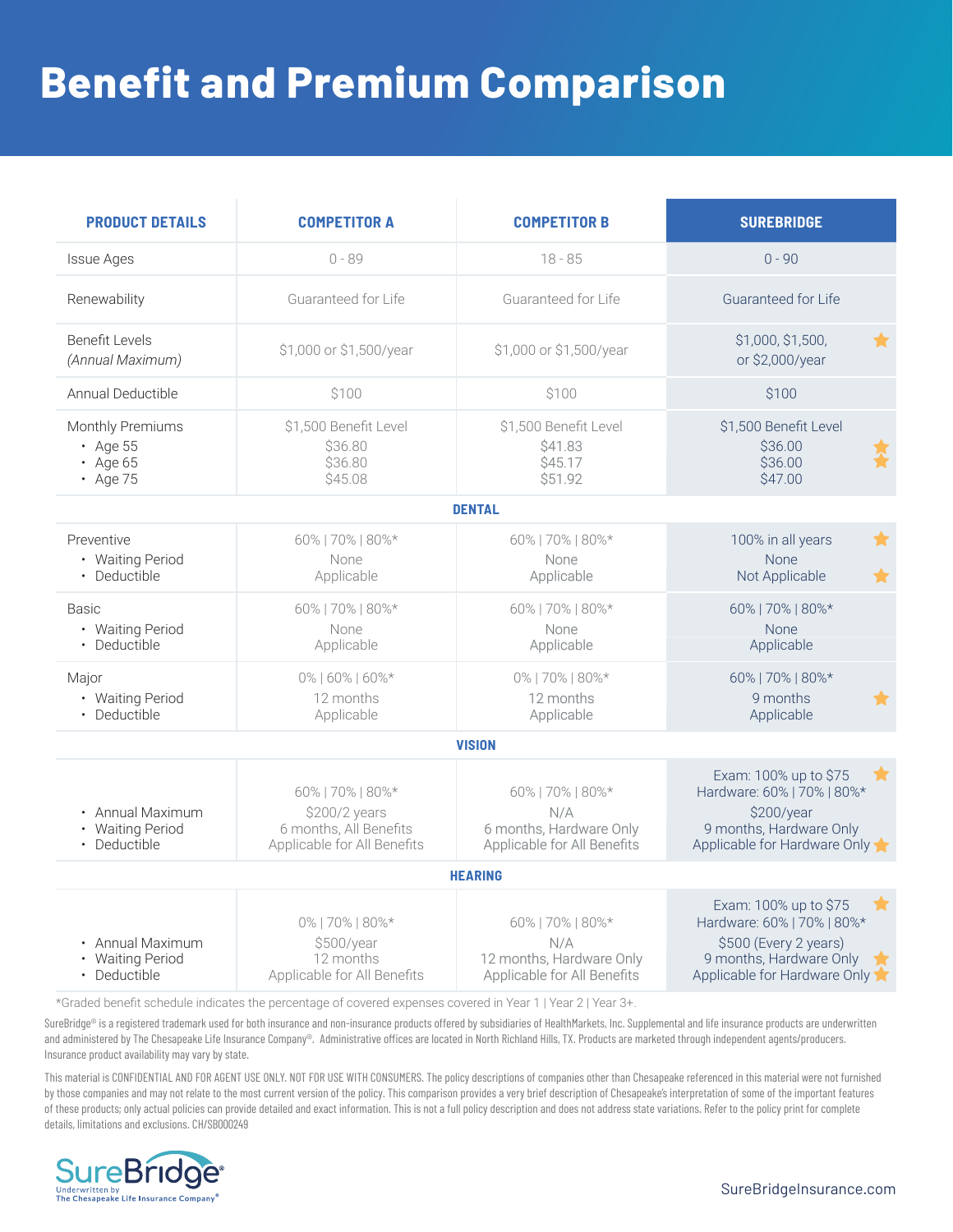# Benefit and Premium Comparison

| PRODUCT DETAILS | COMPETITOR A | COMPETITOR B | SUREBRIDGE |
|---|---|---|---|
| Issue Ages | 0 - 89 | 18 - 85 | 0 - 90 |
| Renewability | Guaranteed for Life | Guaranteed for Life | Guaranteed for Life |
| Benefit Levels *(Annual Maximum)* | $1,000 or $1,500/year | $1,000 or $1,500/year | $1,000, $1,500, or $2,000/year ★ |
| Annual Deductible | $100 | $100 | $100 |
| Monthly Premiums<br>• Age 55<br>• Age 65<br>• Age 75 | $1,500 Benefit Level<br>$36.80<br>$36.80<br>$45.08 | $1,500 Benefit Level<br>$41.83<br>$45.17<br>$51.92 | $1,500 Benefit Level<br>$36.00 ★<br>$36.00 ★<br>$47.00 |
| **DENTAL** | | | |
| Preventive<br>• Waiting Period<br>• Deductible | 60% \| 70% \| 80%*<br>None<br>Applicable | 60% \| 70% \| 80%*<br>None<br>Applicable | 100% in all years ★<br>None<br>Not Applicable ★ |
| Basic<br>• Waiting Period<br>• Deductible | 60% \| 70% \| 80%*<br>None<br>Applicable | 60% \| 70% \| 80%*<br>None<br>Applicable | 60% \| 70% \| 80%*<br>None<br>Applicable |
| Major<br>• Waiting Period<br>• Deductible | 0% \| 60% \| 60%*<br>12 months<br>Applicable | 0% \| 70% \| 80%*<br>12 months<br>Applicable | 60% \| 70% \| 80%*<br>9 months ★<br>Applicable |
| **VISION** | | | |
| • Annual Maximum<br>• Waiting Period<br>• Deductible | 60% \| 70% \| 80%*<br>$200/2 years<br>6 months, All Benefits<br>Applicable for All Benefits | 60% \| 70% \| 80%*<br>N/A<br>6 months, Hardware Only<br>Applicable for All Benefits | Exam: 100% up to $75 ★<br>Hardware: 60% \| 70% \| 80%*<br>$200/year<br>9 months, Hardware Only<br>Applicable for Hardware Only ★ |
| **HEARING** | | | |
| • Annual Maximum<br>• Waiting Period<br>• Deductible | 0% \| 70% \| 80%*<br>$500/year<br>12 months<br>Applicable for All Benefits | 60% \| 70% \| 80%*<br>N/A<br>12 months, Hardware Only<br>Applicable for All Benefits | Exam: 100% up to $75 ★<br>Hardware: 60% \| 70% \| 80%*<br>$500 (Every 2 years)<br>9 months, Hardware Only ★<br>Applicable for Hardware Only ★ |

*Graded benefit schedule indicates the percentage of covered expenses covered in Year 1 | Year 2 | Year 3+.

SureBridge® is a registered trademark used for both insurance and non-insurance products offered by subsidiaries of HealthMarkets, Inc. Supplemental and life insurance products are underwritten and administered by The Chesapeake Life Insurance Company®. Administrative offices are located in North Richland Hills, TX. Products are marketed through independent agents/producers. Insurance product availability may vary by state.

This material is CONFIDENTIAL AND FOR AGENT USE ONLY. NOT FOR USE WITH CONSUMERS. The policy descriptions of companies other than Chesapeake referenced in this material were not furnished by those companies and may not relate to the most current version of the policy. This comparison provides a very brief description of Chesapeake's interpretation of some of the important features of these products; only actual policies can provide detailed and exact information. This is not a full policy description and does not address state variations. Refer to the policy print for complete details, limitations and exclusions. CH/SB000249

SureBridge®
Underwritten by
The Chesapeake Life Insurance Company®

SureBridgeInsurance.com